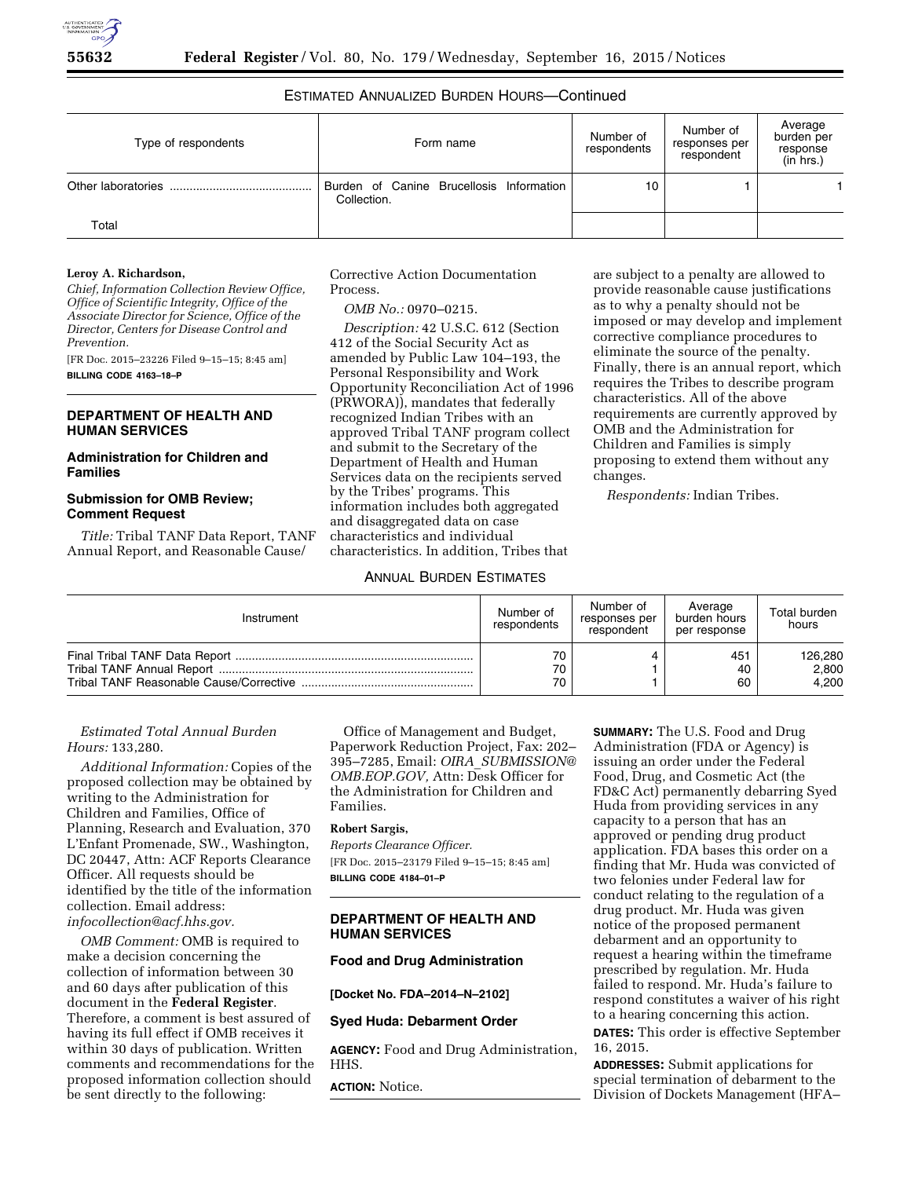ESTIMATED ANNUALIZED BURDEN HOURS—Continued

| Type of respondents | Form name | Number of respondents | Number of responses per respondent | Average burden per response (in hrs.) |
| --- | --- | --- | --- | --- |
| Other laboratories | Burden of Canine Brucellosis Information Collection. | 10 | 1 | 1 |
| Total | | | | |

**Leroy A. Richardson,**

*Chief, Information Collection Review Office, Office of Scientific Integrity, Office of the Associate Director for Science, Office of the Director, Centers for Disease Control and Prevention.*

[FR Doc. 2015–23226 Filed 9–15–15; 8:45 am]

**BILLING CODE 4163–18–P**

## DEPARTMENT OF HEALTH AND HUMAN SERVICES

### Administration for Children and Families

### Submission for OMB Review; Comment Request

*Title:* Tribal TANF Data Report, TANF Annual Report, and Reasonable Cause/Corrective Action Documentation Process.

*OMB No.:* 0970–0215.

*Description:* 42 U.S.C. 612 (Section 412 of the Social Security Act as amended by Public Law 104–193, the Personal Responsibility and Work Opportunity Reconciliation Act of 1996 (PRWORA)), mandates that federally recognized Indian Tribes with an approved Tribal TANF program collect and submit to the Secretary of the Department of Health and Human Services data on the recipients served by the Tribes' programs. This information includes both aggregated and disaggregated data on case characteristics and individual characteristics. In addition, Tribes that are subject to a penalty are allowed to provide reasonable cause justifications as to why a penalty should not be imposed or may develop and implement corrective compliance procedures to eliminate the source of the penalty. Finally, there is an annual report, which requires the Tribes to describe program characteristics. All of the above requirements are currently approved by OMB and the Administration for Children and Families is simply proposing to extend them without any changes.

*Respondents:* Indian Tribes.

ANNUAL BURDEN ESTIMATES

| Instrument | Number of respondents | Number of responses per respondent | Average burden hours per response | Total burden hours |
| --- | --- | --- | --- | --- |
| Final Tribal TANF Data Report | 70 | 4 | 451 | 126,280 |
| Tribal TANF Annual Report | 70 | 1 | 40 | 2,800 |
| Tribal TANF Reasonable Cause/Corrective | 70 | 1 | 60 | 4,200 |

*Estimated Total Annual Burden Hours:* 133,280.

*Additional Information:* Copies of the proposed collection may be obtained by writing to the Administration for Children and Families, Office of Planning, Research and Evaluation, 370 L'Enfant Promenade, SW., Washington, DC 20447, Attn: ACF Reports Clearance Officer. All requests should be identified by the title of the information collection. Email address: *infocollection@acf.hhs.gov.*

*OMB Comment:* OMB is required to make a decision concerning the collection of information between 30 and 60 days after publication of this document in the **Federal Register**. Therefore, a comment is best assured of having its full effect if OMB receives it within 30 days of publication. Written comments and recommendations for the proposed information collection should be sent directly to the following: Office of Management and Budget, Paperwork Reduction Project, Fax: 202–395–7285, Email: *OIRA_SUBMISSION@OMB.EOP.GOV,* Attn: Desk Officer for the Administration for Children and Families.

**Robert Sargis,**

*Reports Clearance Officer.*

[FR Doc. 2015–23179 Filed 9–15–15; 8:45 am]

**BILLING CODE 4184–01–P**

## DEPARTMENT OF HEALTH AND HUMAN SERVICES

### Food and Drug Administration

**[Docket No. FDA–2014–N–2102]**

### Syed Huda: Debarment Order

**AGENCY:** Food and Drug Administration, HHS.

**ACTION:** Notice.

**SUMMARY:** The U.S. Food and Drug Administration (FDA or Agency) is issuing an order under the Federal Food, Drug, and Cosmetic Act (the FD&C Act) permanently debarring Syed Huda from providing services in any capacity to a person that has an approved or pending drug product application. FDA bases this order on a finding that Mr. Huda was convicted of two felonies under Federal law for conduct relating to the regulation of a drug product. Mr. Huda was given notice of the proposed permanent debarment and an opportunity to request a hearing within the timeframe prescribed by regulation. Mr. Huda failed to respond. Mr. Huda's failure to respond constitutes a waiver of his right to a hearing concerning this action.

**DATES:** This order is effective September 16, 2015.

**ADDRESSES:** Submit applications for special termination of debarment to the Division of Dockets Management (HFA–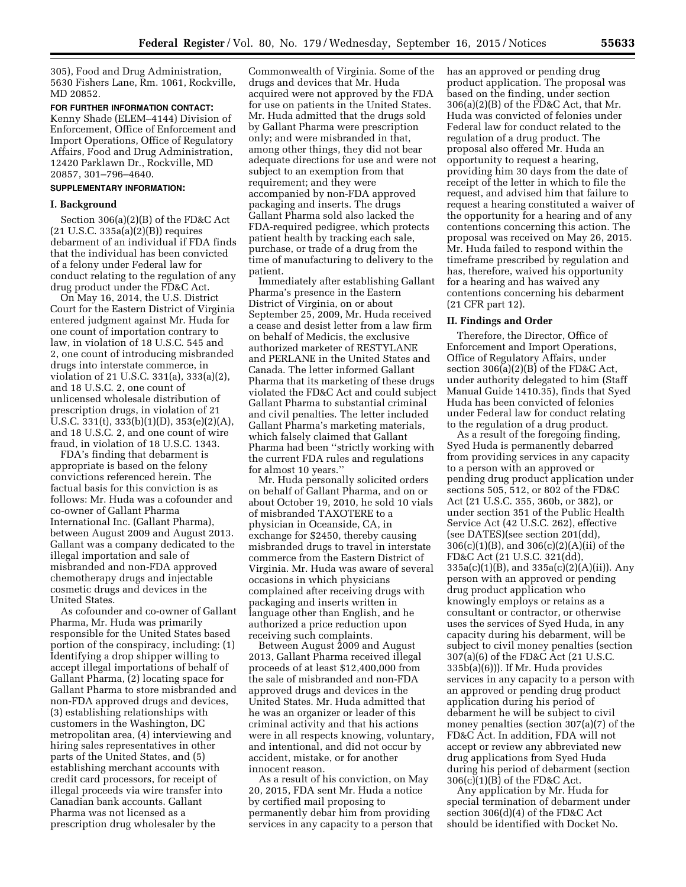305), Food and Drug Administration, 5630 Fishers Lane, Rm. 1061, Rockville, MD 20852.

**FOR FURTHER INFORMATION CONTACT:** Kenny Shade (ELEM–4144) Division of Enforcement, Office of Enforcement and Import Operations, Office of Regulatory Affairs, Food and Drug Administration, 12420 Parklawn Dr., Rockville, MD 20857, 301–796–4640.

**SUPPLEMENTARY INFORMATION:**

## I. Background

Section 306(a)(2)(B) of the FD&C Act (21 U.S.C. 335a(a)(2)(B)) requires debarment of an individual if FDA finds that the individual has been convicted of a felony under Federal law for conduct relating to the regulation of any drug product under the FD&C Act.

On May 16, 2014, the U.S. District Court for the Eastern District of Virginia entered judgment against Mr. Huda for one count of importation contrary to law, in violation of 18 U.S.C. 545 and 2, one count of introducing misbranded drugs into interstate commerce, in violation of 21 U.S.C. 331(a), 333(a)(2), and 18 U.S.C. 2, one count of unlicensed wholesale distribution of prescription drugs, in violation of 21 U.S.C. 331(t), 333(b)(1)(D), 353(e)(2)(A), and 18 U.S.C. 2, and one count of wire fraud, in violation of 18 U.S.C. 1343.

FDA's finding that debarment is appropriate is based on the felony convictions referenced herein. The factual basis for this conviction is as follows: Mr. Huda was a cofounder and co-owner of Gallant Pharma International Inc. (Gallant Pharma), between August 2009 and August 2013. Gallant was a company dedicated to the illegal importation and sale of misbranded and non-FDA approved chemotherapy drugs and injectable cosmetic drugs and devices in the United States.

As cofounder and co-owner of Gallant Pharma, Mr. Huda was primarily responsible for the United States based portion of the conspiracy, including: (1) Identifying a drop shipper willing to accept illegal importations of behalf of Gallant Pharma, (2) locating space for Gallant Pharma to store misbranded and non-FDA approved drugs and devices, (3) establishing relationships with customers in the Washington, DC metropolitan area, (4) interviewing and hiring sales representatives in other parts of the United States, and (5) establishing merchant accounts with credit card processors, for receipt of illegal proceeds via wire transfer into Canadian bank accounts. Gallant Pharma was not licensed as a prescription drug wholesaler by the Commonwealth of Virginia. Some of the drugs and devices that Mr. Huda acquired were not approved by the FDA for use on patients in the United States. Mr. Huda admitted that the drugs sold by Gallant Pharma were prescription only; and were misbranded in that, among other things, they did not bear adequate directions for use and were not subject to an exemption from that requirement; and they were accompanied by non-FDA approved packaging and inserts. The drugs Gallant Pharma sold also lacked the FDA-required pedigree, which protects patient health by tracking each sale, purchase, or trade of a drug from the time of manufacturing to delivery to the patient.

Immediately after establishing Gallant Pharma's presence in the Eastern District of Virginia, on or about September 25, 2009, Mr. Huda received a cease and desist letter from a law firm on behalf of Medicis, the exclusive authorized marketer of RESTYLANE and PERLANE in the United States and Canada. The letter informed Gallant Pharma that its marketing of these drugs violated the FD&C Act and could subject Gallant Pharma to substantial criminal and civil penalties. The letter included Gallant Pharma's marketing materials, which falsely claimed that Gallant Pharma had been "strictly working with the current FDA rules and regulations for almost 10 years."

Mr. Huda personally solicited orders on behalf of Gallant Pharma, and on or about October 19, 2010, he sold 10 vials of misbranded TAXOTERE to a physician in Oceanside, CA, in exchange for $2450, thereby causing misbranded drugs to travel in interstate commerce from the Eastern District of Virginia. Mr. Huda was aware of several occasions in which physicians complained after receiving drugs with packaging and inserts written in language other than English, and he authorized a price reduction upon receiving such complaints.

Between August 2009 and August 2013, Gallant Pharma received illegal proceeds of at least $12,400,000 from the sale of misbranded and non-FDA approved drugs and devices in the United States. Mr. Huda admitted that he was an organizer or leader of this criminal activity and that his actions were in all respects knowing, voluntary, and intentional, and did not occur by accident, mistake, or for another innocent reason.

As a result of his conviction, on May 20, 2015, FDA sent Mr. Huda a notice by certified mail proposing to permanently debar him from providing services in any capacity to a person that has an approved or pending drug product application. The proposal was based on the finding, under section 306(a)(2)(B) of the FD&C Act, that Mr. Huda was convicted of felonies under Federal law for conduct related to the regulation of a drug product. The proposal also offered Mr. Huda an opportunity to request a hearing, providing him 30 days from the date of receipt of the letter in which to file the request, and advised him that failure to request a hearing constituted a waiver of the opportunity for a hearing and of any contentions concerning this action. The proposal was received on May 26, 2015. Mr. Huda failed to respond within the timeframe prescribed by regulation and has, therefore, waived his opportunity for a hearing and has waived any contentions concerning his debarment (21 CFR part 12).

## II. Findings and Order

Therefore, the Director, Office of Enforcement and Import Operations, Office of Regulatory Affairs, under section 306(a)(2)(B) of the FD&C Act, under authority delegated to him (Staff Manual Guide 1410.35), finds that Syed Huda has been convicted of felonies under Federal law for conduct relating to the regulation of a drug product.

As a result of the foregoing finding, Syed Huda is permanently debarred from providing services in any capacity to a person with an approved or pending drug product application under sections 505, 512, or 802 of the FD&C Act (21 U.S.C. 355, 360b, or 382), or under section 351 of the Public Health Service Act (42 U.S.C. 262), effective (see DATES)(see section 201(dd), 306(c)(1)(B), and 306(c)(2)(A)(ii) of the FD&C Act (21 U.S.C. 321(dd), 335a(c)(1)(B), and 335a(c)(2)(A)(ii)). Any person with an approved or pending drug product application who knowingly employs or retains as a consultant or contractor, or otherwise uses the services of Syed Huda, in any capacity during his debarment, will be subject to civil money penalties (section 307(a)(6) of the FD&C Act (21 U.S.C. 335b(a)(6))). If Mr. Huda provides services in any capacity to a person with an approved or pending drug product application during his period of debarment he will be subject to civil money penalties (section 307(a)(7) of the FD&C Act. In addition, FDA will not accept or review any abbreviated new drug applications from Syed Huda during his period of debarment (section 306(c)(1)(B) of the FD&C Act.

Any application by Mr. Huda for special termination of debarment under section 306(d)(4) of the FD&C Act should be identified with Docket No.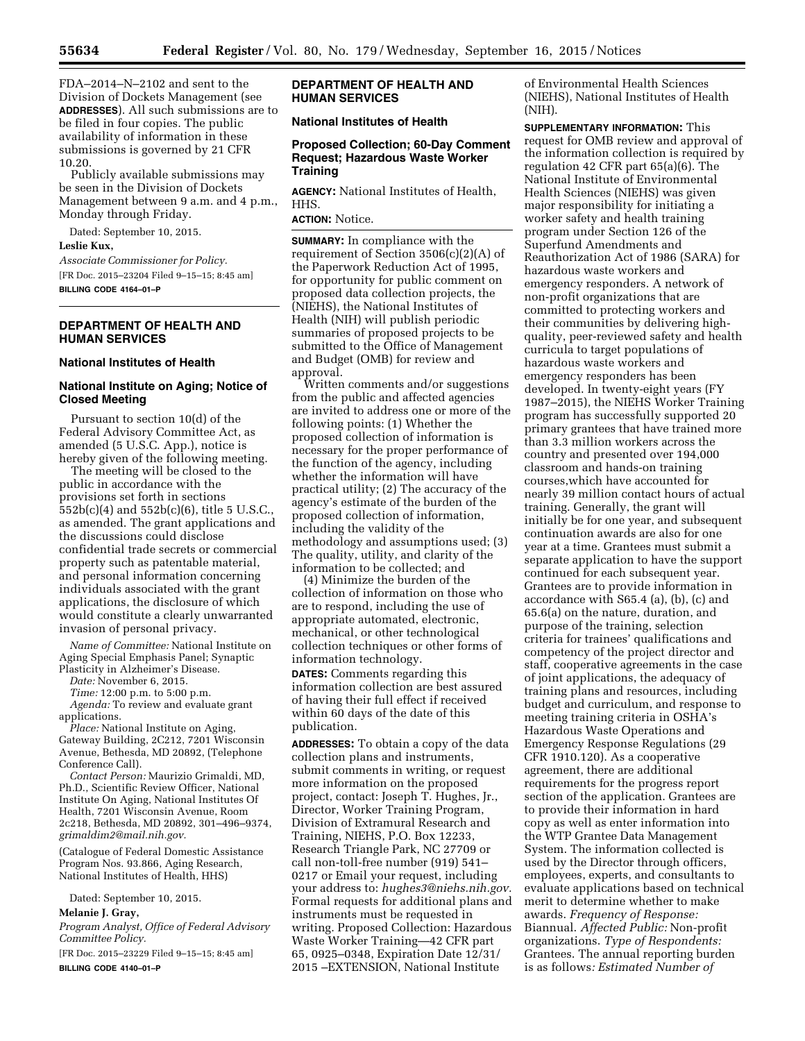FDA–2014–N–2102 and sent to the Division of Dockets Management (see **ADDRESSES**). All such submissions are to be filed in four copies. The public availability of information in these submissions is governed by 21 CFR 10.20.

Publicly available submissions may be seen in the Division of Dockets Management between 9 a.m. and 4 p.m., Monday through Friday.

Dated: September 10, 2015.

**Leslie Kux,**

*Associate Commissioner for Policy.*

[FR Doc. 2015–23204 Filed 9–15–15; 8:45 am]

**BILLING CODE 4164–01–P**

---

## DEPARTMENT OF HEALTH AND HUMAN SERVICES

### National Institutes of Health

### National Institute on Aging; Notice of Closed Meeting

Pursuant to section 10(d) of the Federal Advisory Committee Act, as amended (5 U.S.C. App.), notice is hereby given of the following meeting.

The meeting will be closed to the public in accordance with the provisions set forth in sections 552b(c)(4) and 552b(c)(6), title 5 U.S.C., as amended. The grant applications and the discussions could disclose confidential trade secrets or commercial property such as patentable material, and personal information concerning individuals associated with the grant applications, the disclosure of which would constitute a clearly unwarranted invasion of personal privacy.

*Name of Committee:* National Institute on Aging Special Emphasis Panel; Synaptic Plasticity in Alzheimer's Disease.

*Date:* November 6, 2015.

*Time:* 12:00 p.m. to 5:00 p.m.

*Agenda:* To review and evaluate grant applications.

*Place:* National Institute on Aging, Gateway Building, 2C212, 7201 Wisconsin Avenue, Bethesda, MD 20892, (Telephone Conference Call).

*Contact Person:* Maurizio Grimaldi, MD, Ph.D., Scientific Review Officer, National Institute On Aging, National Institutes Of Health, 7201 Wisconsin Avenue, Room 2c218, Bethesda, MD 20892, 301–496–9374, *grimaldim2@mail.nih.gov.*

(Catalogue of Federal Domestic Assistance Program Nos. 93.866, Aging Research, National Institutes of Health, HHS)

Dated: September 10, 2015.

**Melanie J. Gray,**

*Program Analyst, Office of Federal Advisory Committee Policy.*

[FR Doc. 2015–23229 Filed 9–15–15; 8:45 am]

**BILLING CODE 4140–01–P**

---

## DEPARTMENT OF HEALTH AND HUMAN SERVICES

### National Institutes of Health

### Proposed Collection; 60-Day Comment Request; Hazardous Waste Worker Training

**AGENCY:** National Institutes of Health, HHS.

**ACTION:** Notice.

**SUMMARY:** In compliance with the requirement of Section 3506(c)(2)(A) of the Paperwork Reduction Act of 1995, for opportunity for public comment on proposed data collection projects, the (NIEHS), the National Institutes of Health (NIH) will publish periodic summaries of proposed projects to be submitted to the Office of Management and Budget (OMB) for review and approval.

Written comments and/or suggestions from the public and affected agencies are invited to address one or more of the following points: (1) Whether the proposed collection of information is necessary for the proper performance of the function of the agency, including whether the information will have practical utility; (2) The accuracy of the agency's estimate of the burden of the proposed collection of information, including the validity of the methodology and assumptions used; (3) The quality, utility, and clarity of the information to be collected; and

(4) Minimize the burden of the collection of information on those who are to respond, including the use of appropriate automated, electronic, mechanical, or other technological collection techniques or other forms of information technology.

**DATES:** Comments regarding this information collection are best assured of having their full effect if received within 60 days of the date of this publication.

**ADDRESSES:** To obtain a copy of the data collection plans and instruments, submit comments in writing, or request more information on the proposed project, contact: Joseph T. Hughes, Jr., Director, Worker Training Program, Division of Extramural Research and Training, NIEHS, P.O. Box 12233, Research Triangle Park, NC 27709 or call non-toll-free number (919) 541–0217 or Email your request, including your address to: *hughes3@niehs.nih.gov.* Formal requests for additional plans and instruments must be requested in writing. Proposed Collection: Hazardous Waste Worker Training—42 CFR part 65, 0925–0348, Expiration Date 12/31/2015 –EXTENSION, National Institute of Environmental Health Sciences (NIEHS), National Institutes of Health (NIH).

**SUPPLEMENTARY INFORMATION:** This request for OMB review and approval of the information collection is required by regulation 42 CFR part 65(a)(6). The National Institute of Environmental Health Sciences (NIEHS) was given major responsibility for initiating a worker safety and health training program under Section 126 of the Superfund Amendments and Reauthorization Act of 1986 (SARA) for hazardous waste workers and emergency responders. A network of non-profit organizations that are committed to protecting workers and their communities by delivering high-quality, peer-reviewed safety and health curricula to target populations of hazardous waste workers and emergency responders has been developed. In twenty-eight years (FY 1987–2015), the NIEHS Worker Training program has successfully supported 20 primary grantees that have trained more than 3.3 million workers across the country and presented over 194,000 classroom and hands-on training courses,which have accounted for nearly 39 million contact hours of actual training. Generally, the grant will initially be for one year, and subsequent continuation awards are also for one year at a time. Grantees must submit a separate application to have the support continued for each subsequent year. Grantees are to provide information in accordance with S65.4 (a), (b), (c) and 65.6(a) on the nature, duration, and purpose of the training, selection criteria for trainees' qualifications and competency of the project director and staff, cooperative agreements in the case of joint applications, the adequacy of training plans and resources, including budget and curriculum, and response to meeting training criteria in OSHA's Hazardous Waste Operations and Emergency Response Regulations (29 CFR 1910.120). As a cooperative agreement, there are additional requirements for the progress report section of the application. Grantees are to provide their information in hard copy as well as enter information into the WTP Grantee Data Management System. The information collected is used by the Director through officers, employees, experts, and consultants to evaluate applications based on technical merit to determine whether to make awards. *Frequency of Response:* Biannual. *Affected Public:* Non-profit organizations. *Type of Respondents:* Grantees. The annual reporting burden is as follows*: Estimated Number of*